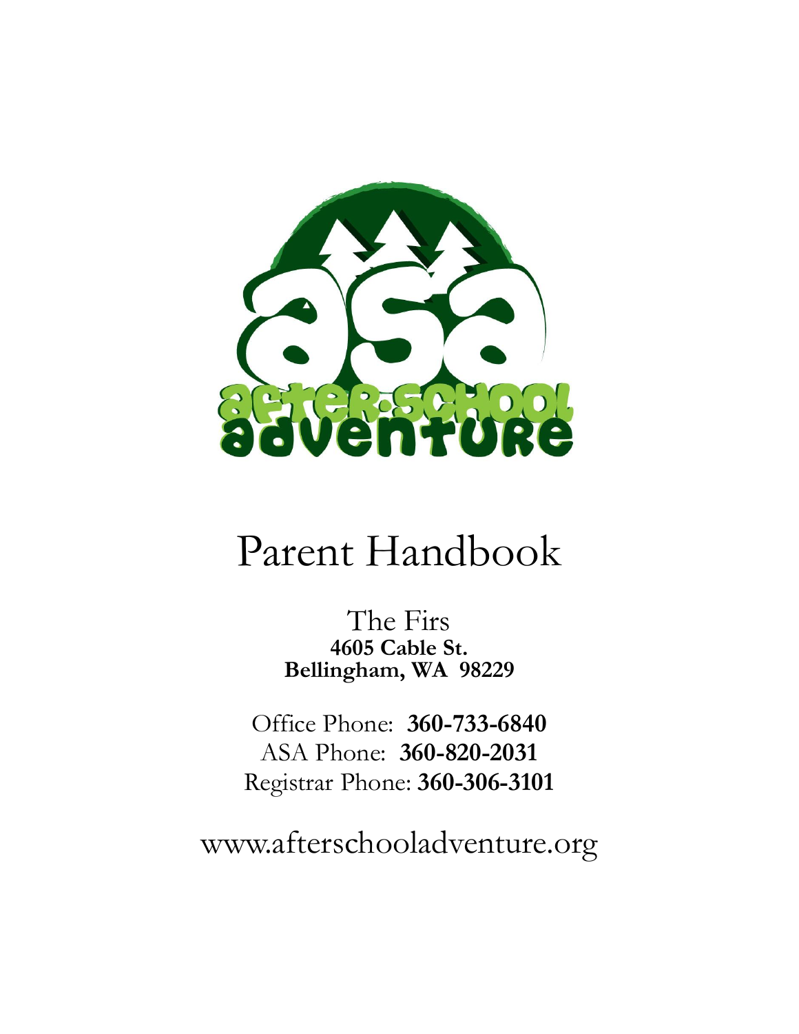# Parent Handbook

The Firs
**4605 Cable St.**
**Bellingham, WA 98229**

Office Phone: **360-733-6840**
ASA Phone: **360-820-2031**
Registrar Phone: **360-306-3101**

www.afterschooladventure.org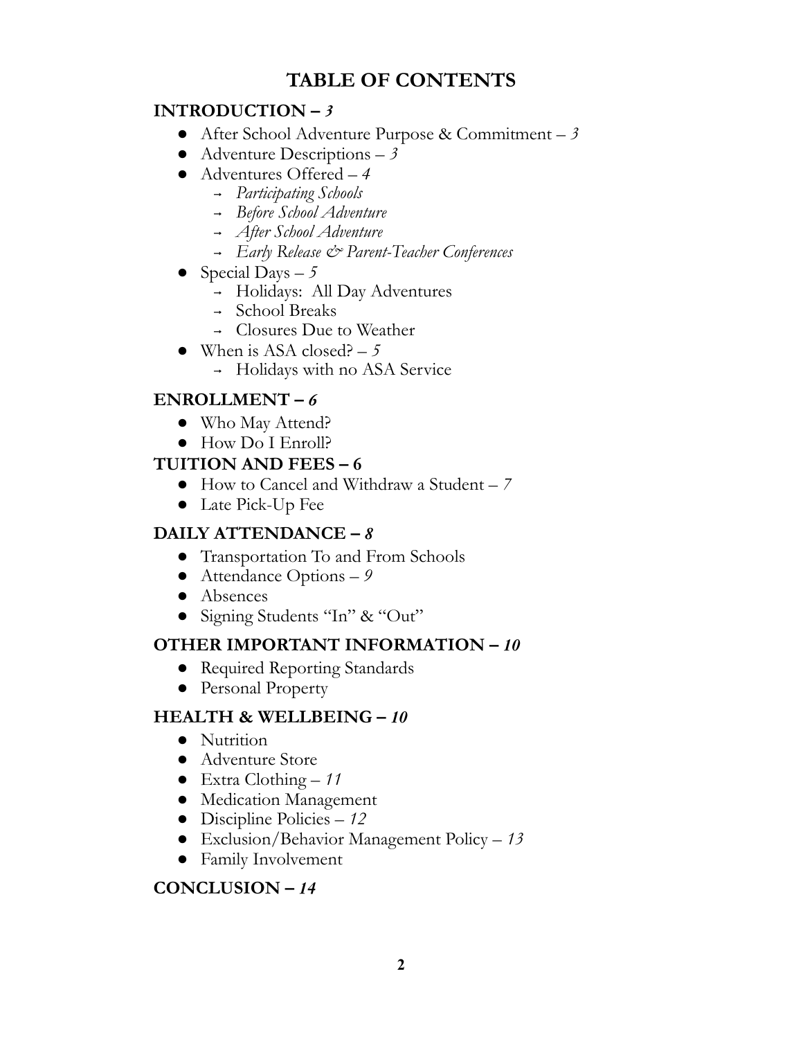# TABLE OF CONTENTS

## INTRODUCTION – *3*

- After School Adventure Purpose & Commitment – *3*
- Adventure Descriptions – *3*
- Adventures Offered – *4*
    - → *Participating Schools*
    - → *Before School Adventure*
    - → *After School Adventure*
    - → *Early Release & Parent-Teacher Conferences*
- Special Days – *5*
    - → Holidays: All Day Adventures
    - → School Breaks
    - → Closures Due to Weather
- When is ASA closed? – *5*
    - → Holidays with no ASA Service

## ENROLLMENT – *6*

- Who May Attend?
- How Do I Enroll?

## TUITION AND FEES – 6

- How to Cancel and Withdraw a Student – *7*
- Late Pick-Up Fee

## DAILY ATTENDANCE – *8*

- Transportation To and From Schools
- Attendance Options – *9*
- Absences
- Signing Students "In" & "Out"

## OTHER IMPORTANT INFORMATION – *10*

- Required Reporting Standards
- Personal Property

## HEALTH & WELLBEING – *10*

- Nutrition
- Adventure Store
- Extra Clothing – *11*
- Medication Management
- Discipline Policies – *12*
- Exclusion/Behavior Management Policy – *13*
- Family Involvement

## CONCLUSION – *14*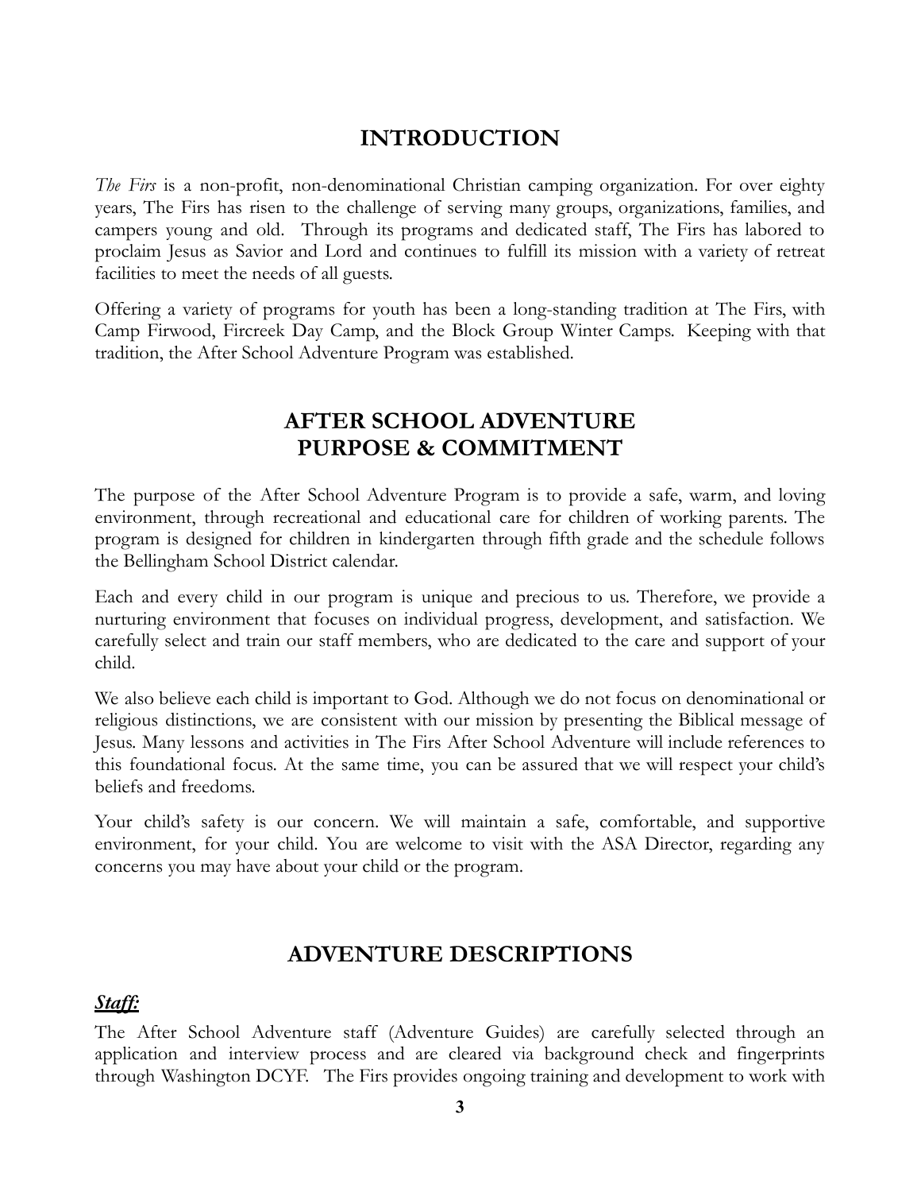## INTRODUCTION

*The Firs* is a non-profit, non-denominational Christian camping organization. For over eighty years, The Firs has risen to the challenge of serving many groups, organizations, families, and campers young and old. Through its programs and dedicated staff, The Firs has labored to proclaim Jesus as Savior and Lord and continues to fulfill its mission with a variety of retreat facilities to meet the needs of all guests.

Offering a variety of programs for youth has been a long-standing tradition at The Firs, with Camp Firwood, Fircreek Day Camp, and the Block Group Winter Camps. Keeping with that tradition, the After School Adventure Program was established.

## AFTER SCHOOL ADVENTURE PURPOSE & COMMITMENT

The purpose of the After School Adventure Program is to provide a safe, warm, and loving environment, through recreational and educational care for children of working parents. The program is designed for children in kindergarten through fifth grade and the schedule follows the Bellingham School District calendar.

Each and every child in our program is unique and precious to us. Therefore, we provide a nurturing environment that focuses on individual progress, development, and satisfaction. We carefully select and train our staff members, who are dedicated to the care and support of your child.

We also believe each child is important to God. Although we do not focus on denominational or religious distinctions, we are consistent with our mission by presenting the Biblical message of Jesus. Many lessons and activities in The Firs After School Adventure will include references to this foundational focus. At the same time, you can be assured that we will respect your child's beliefs and freedoms.

Your child's safety is our concern. We will maintain a safe, comfortable, and supportive environment, for your child. You are welcome to visit with the ASA Director, regarding any concerns you may have about your child or the program.

## ADVENTURE DESCRIPTIONS

***Staff:***

The After School Adventure staff (Adventure Guides) are carefully selected through an application and interview process and are cleared via background check and fingerprints through Washington DCYF. The Firs provides ongoing training and development to work with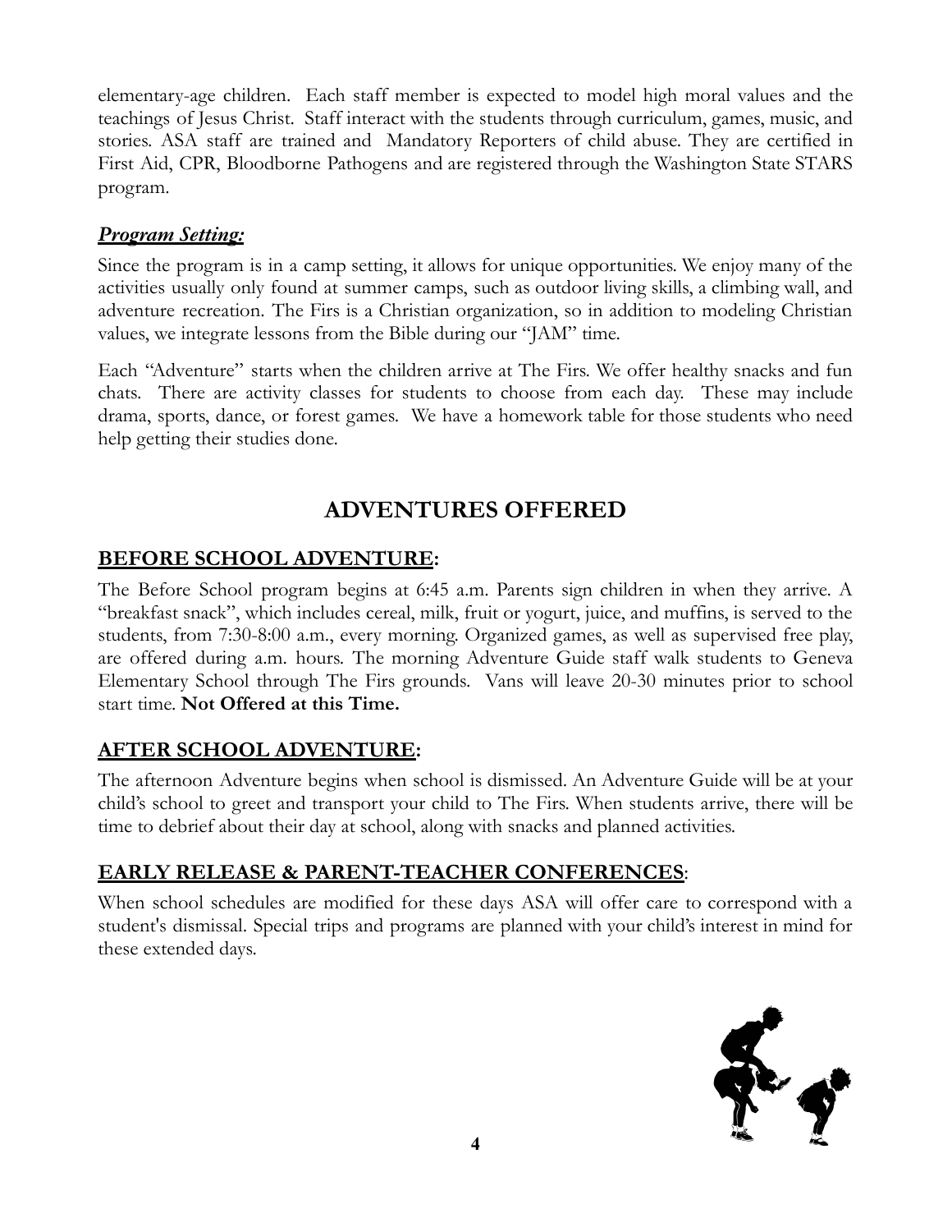elementary-age children. Each staff member is expected to model high moral values and the teachings of Jesus Christ. Staff interact with the students through curriculum, games, music, and stories. ASA staff are trained and Mandatory Reporters of child abuse. They are certified in First Aid, CPR, Bloodborne Pathogens and are registered through the Washington State STARS program.

### ***Program Setting:***

Since the program is in a camp setting, it allows for unique opportunities. We enjoy many of the activities usually only found at summer camps, such as outdoor living skills, a climbing wall, and adventure recreation. The Firs is a Christian organization, so in addition to modeling Christian values, we integrate lessons from the Bible during our "JAM" time.

Each "Adventure" starts when the children arrive at The Firs. We offer healthy snacks and fun chats. There are activity classes for students to choose from each day. These may include drama, sports, dance, or forest games. We have a homework table for those students who need help getting their studies done.

## ADVENTURES OFFERED

### BEFORE SCHOOL ADVENTURE:

The Before School program begins at 6:45 a.m. Parents sign children in when they arrive. A "breakfast snack", which includes cereal, milk, fruit or yogurt, juice, and muffins, is served to the students, from 7:30-8:00 a.m., every morning. Organized games, as well as supervised free play, are offered during a.m. hours. The morning Adventure Guide staff walk students to Geneva Elementary School through The Firs grounds. Vans will leave 20-30 minutes prior to school start time. **Not Offered at this Time.**

### AFTER SCHOOL ADVENTURE:

The afternoon Adventure begins when school is dismissed. An Adventure Guide will be at your child's school to greet and transport your child to The Firs. When students arrive, there will be time to debrief about their day at school, along with snacks and planned activities.

### EARLY RELEASE & PARENT-TEACHER CONFERENCES:

When school schedules are modified for these days ASA will offer care to correspond with a student's dismissal. Special trips and programs are planned with your child's interest in mind for these extended days.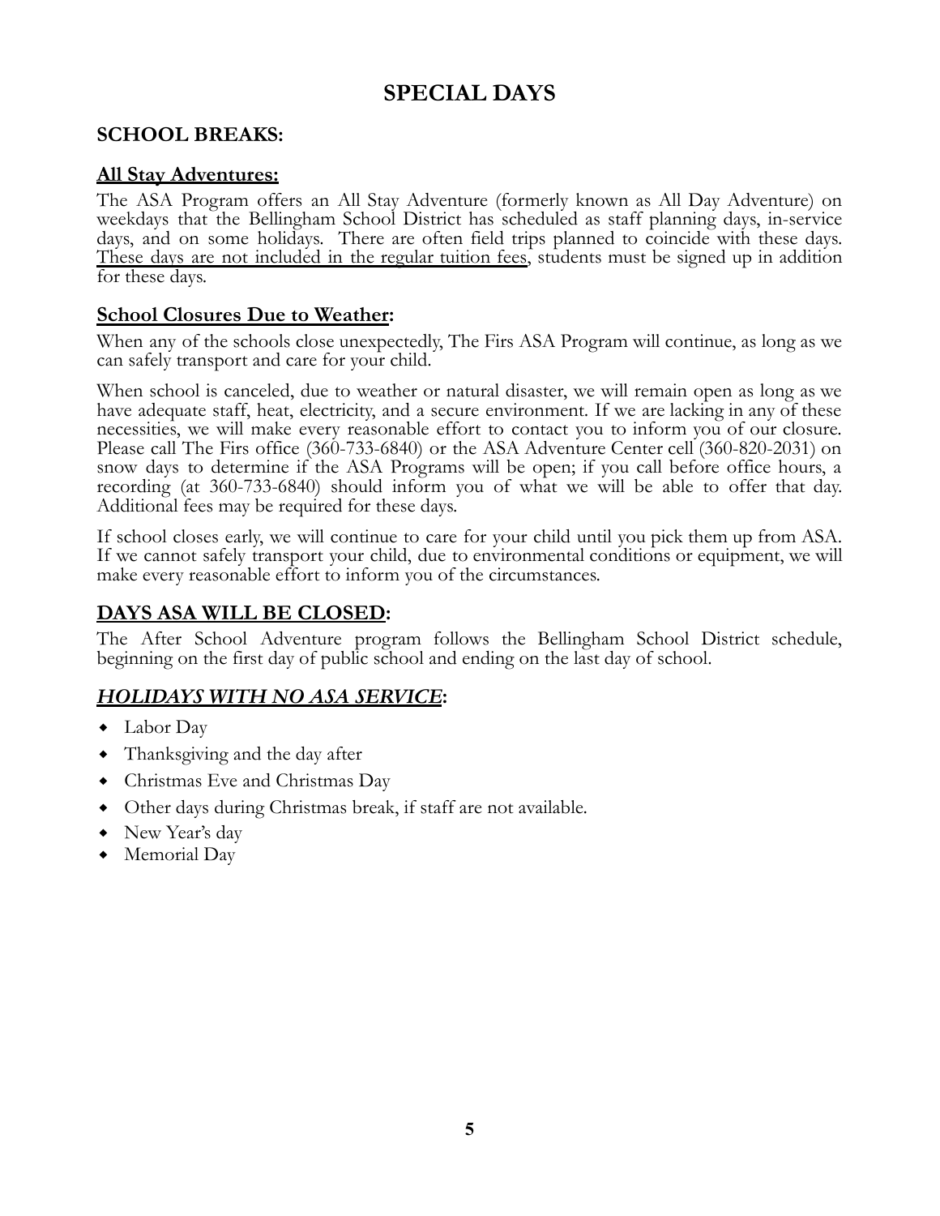# SPECIAL DAYS

## SCHOOL BREAKS:

### All Stay Adventures:

The ASA Program offers an All Stay Adventure (formerly known as All Day Adventure) on weekdays that the Bellingham School District has scheduled as staff planning days, in-service days, and on some holidays. There are often field trips planned to coincide with these days. These days are not included in the regular tuition fees, students must be signed up in addition for these days.

### School Closures Due to Weather:

When any of the schools close unexpectedly, The Firs ASA Program will continue, as long as we can safely transport and care for your child.

When school is canceled, due to weather or natural disaster, we will remain open as long as we have adequate staff, heat, electricity, and a secure environment. If we are lacking in any of these necessities, we will make every reasonable effort to contact you to inform you of our closure. Please call The Firs office (360-733-6840) or the ASA Adventure Center cell (360-820-2031) on snow days to determine if the ASA Programs will be open; if you call before office hours, a recording (at 360-733-6840) should inform you of what we will be able to offer that day. Additional fees may be required for these days.

If school closes early, we will continue to care for your child until you pick them up from ASA. If we cannot safely transport your child, due to environmental conditions or equipment, we will make every reasonable effort to inform you of the circumstances.

## DAYS ASA WILL BE CLOSED:

The After School Adventure program follows the Bellingham School District schedule, beginning on the first day of public school and ending on the last day of school.

## *HOLIDAYS WITH NO ASA SERVICE*:

- Labor Day
- Thanksgiving and the day after
- Christmas Eve and Christmas Day
- Other days during Christmas break, if staff are not available.
- New Year's day
- Memorial Day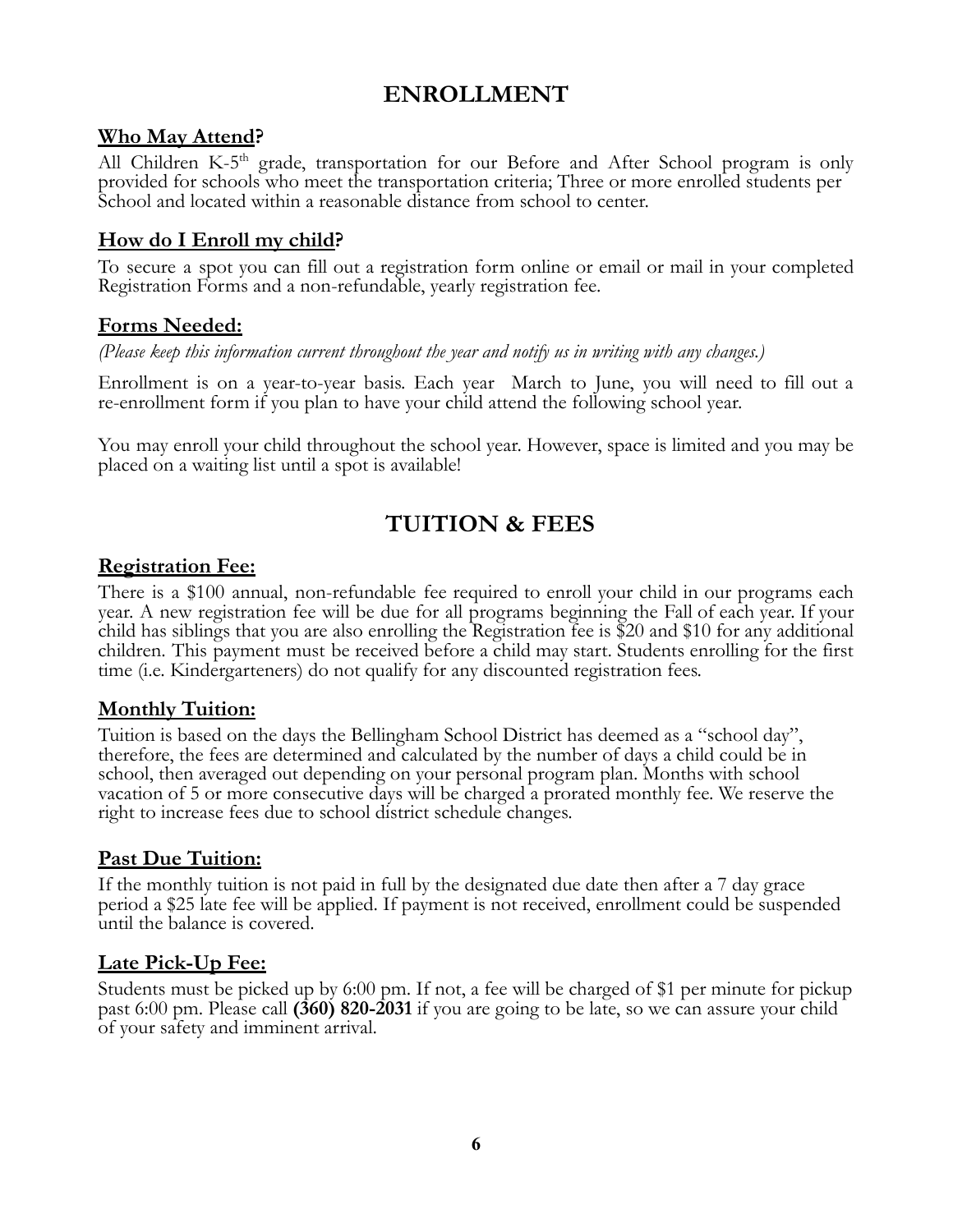# ENROLLMENT

### Who May Attend?

All Children K-5th grade, transportation for our Before and After School program is only provided for schools who meet the transportation criteria; Three or more enrolled students per School and located within a reasonable distance from school to center.

### How do I Enroll my child?

To secure a spot you can fill out a registration form online or email or mail in your completed Registration Forms and a non-refundable, yearly registration fee.

### Forms Needed:

*(Please keep this information current throughout the year and notify us in writing with any changes.)*

Enrollment is on a year-to-year basis. Each year March to June, you will need to fill out a re-enrollment form if you plan to have your child attend the following school year.

You may enroll your child throughout the school year. However, space is limited and you may be placed on a waiting list until a spot is available!

# TUITION & FEES

### Registration Fee:

There is a $100 annual, non-refundable fee required to enroll your child in our programs each year. A new registration fee will be due for all programs beginning the Fall of each year. If your child has siblings that you are also enrolling the Registration fee is $20 and $10 for any additional children. This payment must be received before a child may start. Students enrolling for the first time (i.e. Kindergarteners) do not qualify for any discounted registration fees.

### Monthly Tuition:

Tuition is based on the days the Bellingham School District has deemed as a "school day", therefore, the fees are determined and calculated by the number of days a child could be in school, then averaged out depending on your personal program plan. Months with school vacation of 5 or more consecutive days will be charged a prorated monthly fee. We reserve the right to increase fees due to school district schedule changes.

### Past Due Tuition:

If the monthly tuition is not paid in full by the designated due date then after a 7 day grace period a $25 late fee will be applied. If payment is not received, enrollment could be suspended until the balance is covered.

### Late Pick-Up Fee:

Students must be picked up by 6:00 pm. If not, a fee will be charged of $1 per minute for pickup past 6:00 pm. Please call **(360) 820-2031** if you are going to be late, so we can assure your child of your safety and imminent arrival.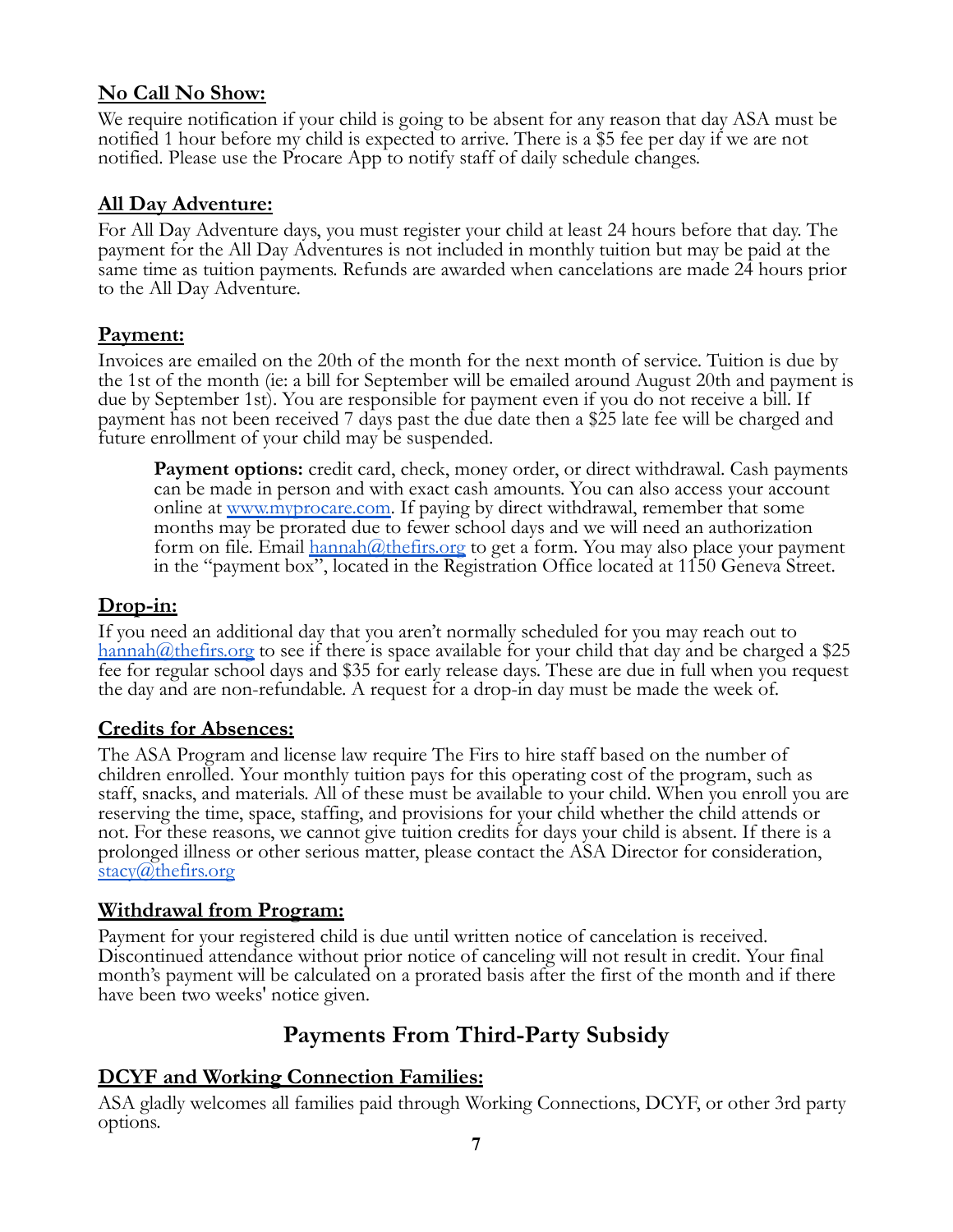## No Call No Show:

We require notification if your child is going to be absent for any reason that day ASA must be notified 1 hour before my child is expected to arrive. There is a $5 fee per day if we are not notified. Please use the Procare App to notify staff of daily schedule changes.

## All Day Adventure:

For All Day Adventure days, you must register your child at least 24 hours before that day. The payment for the All Day Adventures is not included in monthly tuition but may be paid at the same time as tuition payments. Refunds are awarded when cancelations are made 24 hours prior to the All Day Adventure.

## Payment:

Invoices are emailed on the 20th of the month for the next month of service. Tuition is due by the 1st of the month (ie: a bill for September will be emailed around August 20th and payment is due by September 1st). You are responsible for payment even if you do not receive a bill. If payment has not been received 7 days past the due date then a $25 late fee will be charged and future enrollment of your child may be suspended.

> **Payment options:** credit card, check, money order, or direct withdrawal. Cash payments can be made in person and with exact cash amounts. You can also access your account online at [www.myprocare.com](www.myprocare.com). If paying by direct withdrawal, remember that some months may be prorated due to fewer school days and we will need an authorization form on file. Email [hannah@thefirs.org](mailto:hannah@thefirs.org) to get a form. You may also place your payment in the "payment box", located in the Registration Office located at 1150 Geneva Street.

## Drop-in:

If you need an additional day that you aren't normally scheduled for you may reach out to [hannah@thefirs.org](mailto:hannah@thefirs.org) to see if there is space available for your child that day and be charged a $25 fee for regular school days and $35 for early release days. These are due in full when you request the day and are non-refundable. A request for a drop-in day must be made the week of.

## Credits for Absences:

The ASA Program and license law require The Firs to hire staff based on the number of children enrolled. Your monthly tuition pays for this operating cost of the program, such as staff, snacks, and materials. All of these must be available to your child. When you enroll you are reserving the time, space, staffing, and provisions for your child whether the child attends or not. For these reasons, we cannot give tuition credits for days your child is absent. If there is a prolonged illness or other serious matter, please contact the ASA Director for consideration, [stacy@thefirs.org](mailto:stacy@thefirs.org)

## Withdrawal from Program:

Payment for your registered child is due until written notice of cancelation is received. Discontinued attendance without prior notice of canceling will not result in credit. Your final month's payment will be calculated on a prorated basis after the first of the month and if there have been two weeks' notice given.

# Payments From Third-Party Subsidy

## DCYF and Working Connection Families:

ASA gladly welcomes all families paid through Working Connections, DCYF, or other 3rd party options.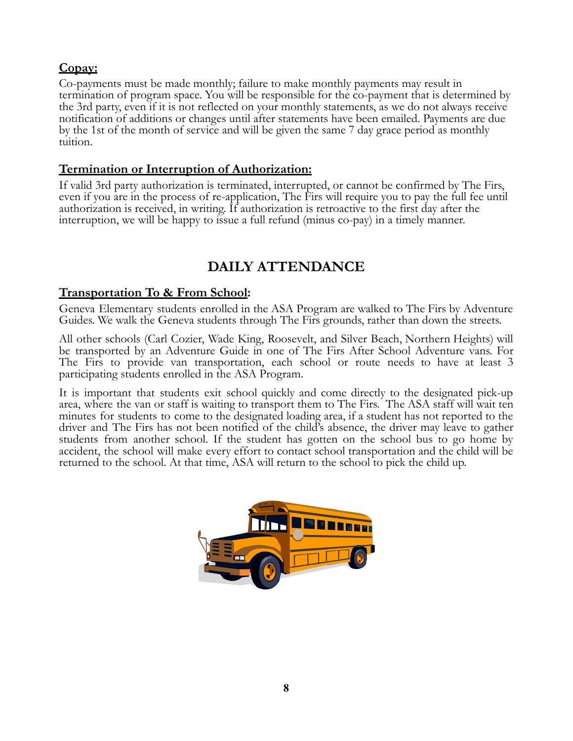**Copay:**

Co-payments must be made monthly; failure to make monthly payments may result in termination of program space. You will be responsible for the co-payment that is determined by the 3rd party, even if it is not reflected on your monthly statements, as we do not always receive notification of additions or changes until after statements have been emailed. Payments are due by the 1st of the month of service and will be given the same 7 day grace period as monthly tuition.

**Termination or Interruption of Authorization:**

If valid 3rd party authorization is terminated, interrupted, or cannot be confirmed by The Firs, even if you are in the process of re-application, The Firs will require you to pay the full fee until authorization is received, in writing. If authorization is retroactive to the first day after the interruption, we will be happy to issue a full refund (minus co-pay) in a timely manner.

## DAILY ATTENDANCE

**Transportation To & From School:**

Geneva Elementary students enrolled in the ASA Program are walked to The Firs by Adventure Guides. We walk the Geneva students through The Firs grounds, rather than down the streets.

All other schools (Carl Cozier, Wade King, Roosevelt, and Silver Beach, Northern Heights) will be transported by an Adventure Guide in one of The Firs After School Adventure vans. For The Firs to provide van transportation, each school or route needs to have at least 3 participating students enrolled in the ASA Program.

It is important that students exit school quickly and come directly to the designated pick-up area, where the van or staff is waiting to transport them to The Firs. The ASA staff will wait ten minutes for students to come to the designated loading area, if a student has not reported to the driver and The Firs has not been notified of the child's absence, the driver may leave to gather students from another school. If the student has gotten on the school bus to go home by accident, the school will make every effort to contact school transportation and the child will be returned to the school. At that time, ASA will return to the school to pick the child up.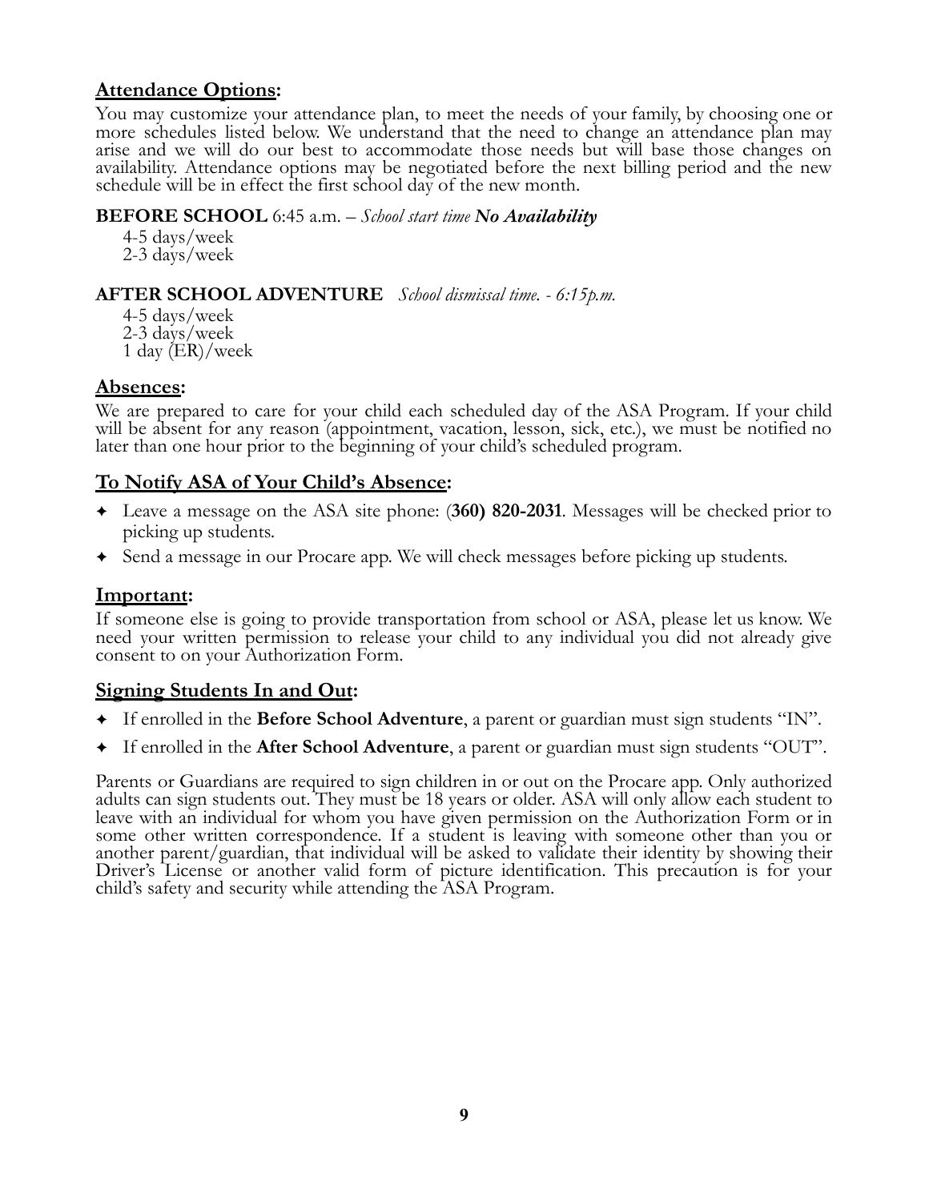## **Attendance Options:**

You may customize your attendance plan, to meet the needs of your family, by choosing one or more schedules listed below. We understand that the need to change an attendance plan may arise and we will do our best to accommodate those needs but will base those changes on availability. Attendance options may be negotiated before the next billing period and the new schedule will be in effect the first school day of the new month.

**BEFORE SCHOOL** 6:45 a.m. – *School start time* ***No Availability***

4-5 days/week
2-3 days/week

**AFTER SCHOOL ADVENTURE** *School dismissal time. - 6:15p.m.*

4-5 days/week
2-3 days/week
1 day (ER)/week

## **Absences:**

We are prepared to care for your child each scheduled day of the ASA Program. If your child will be absent for any reason (appointment, vacation, lesson, sick, etc.), we must be notified no later than one hour prior to the beginning of your child's scheduled program.

## **To Notify ASA of Your Child's Absence:**

- Leave a message on the ASA site phone: (**360) 820-2031**. Messages will be checked prior to picking up students.
- Send a message in our Procare app. We will check messages before picking up students.

## **Important:**

If someone else is going to provide transportation from school or ASA, please let us know. We need your written permission to release your child to any individual you did not already give consent to on your Authorization Form.

## **Signing Students In and Out:**

- If enrolled in the **Before School Adventure**, a parent or guardian must sign students "IN".
- If enrolled in the **After School Adventure**, a parent or guardian must sign students "OUT".

Parents or Guardians are required to sign children in or out on the Procare app. Only authorized adults can sign students out. They must be 18 years or older. ASA will only allow each student to leave with an individual for whom you have given permission on the Authorization Form or in some other written correspondence. If a student is leaving with someone other than you or another parent/guardian, that individual will be asked to validate their identity by showing their Driver's License or another valid form of picture identification. This precaution is for your child's safety and security while attending the ASA Program.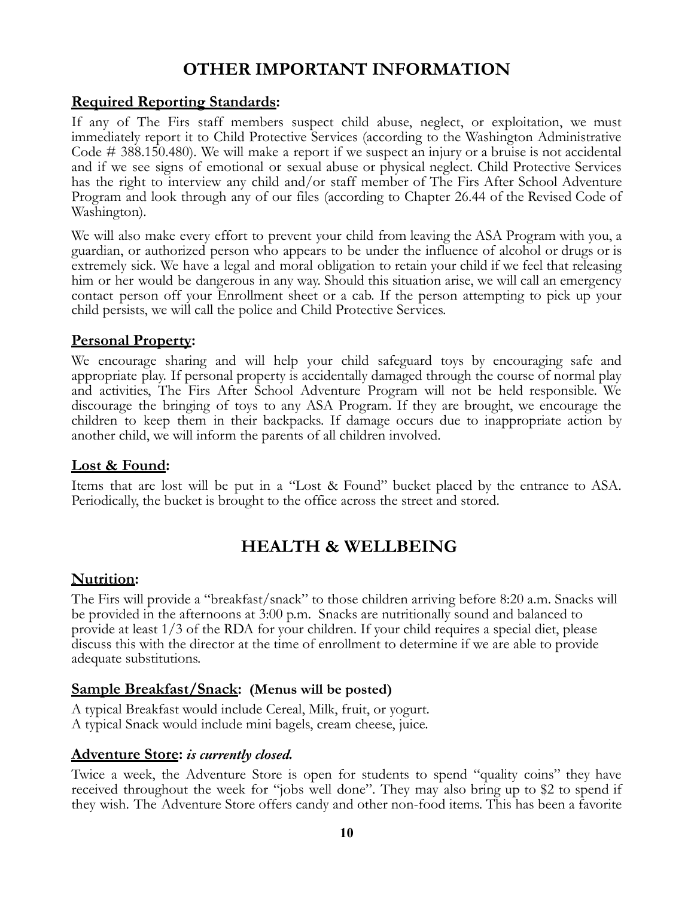# OTHER IMPORTANT INFORMATION

**<u>Required Reporting Standards</u>:**

If any of The Firs staff members suspect child abuse, neglect, or exploitation, we must immediately report it to Child Protective Services (according to the Washington Administrative Code # 388.150.480). We will make a report if we suspect an injury or a bruise is not accidental and if we see signs of emotional or sexual abuse or physical neglect. Child Protective Services has the right to interview any child and/or staff member of The Firs After School Adventure Program and look through any of our files (according to Chapter 26.44 of the Revised Code of Washington).

We will also make every effort to prevent your child from leaving the ASA Program with you, a guardian, or authorized person who appears to be under the influence of alcohol or drugs or is extremely sick. We have a legal and moral obligation to retain your child if we feel that releasing him or her would be dangerous in any way. Should this situation arise, we will call an emergency contact person off your Enrollment sheet or a cab. If the person attempting to pick up your child persists, we will call the police and Child Protective Services.

**<u>Personal Property</u>:**

We encourage sharing and will help your child safeguard toys by encouraging safe and appropriate play. If personal property is accidentally damaged through the course of normal play and activities, The Firs After School Adventure Program will not be held responsible. We discourage the bringing of toys to any ASA Program. If they are brought, we encourage the children to keep them in their backpacks. If damage occurs due to inappropriate action by another child, we will inform the parents of all children involved.

**<u>Lost & Found</u>:**

Items that are lost will be put in a "Lost & Found" bucket placed by the entrance to ASA. Periodically, the bucket is brought to the office across the street and stored.

# HEALTH & WELLBEING

**<u>Nutrition</u>:**

The Firs will provide a "breakfast/snack" to those children arriving before 8:20 a.m. Snacks will be provided in the afternoons at 3:00 p.m. Snacks are nutritionally sound and balanced to provide at least 1/3 of the RDA for your children. If your child requires a special diet, please discuss this with the director at the time of enrollment to determine if we are able to provide adequate substitutions.

**<u>Sample Breakfast/Snack</u>: (Menus will be posted)**

A typical Breakfast would include Cereal, Milk, fruit, or yogurt.
A typical Snack would include mini bagels, cream cheese, juice.

**<u>Adventure Store</u>: *is currently closed.***

Twice a week, the Adventure Store is open for students to spend "quality coins" they have received throughout the week for "jobs well done". They may also bring up to $2 to spend if they wish. The Adventure Store offers candy and other non-food items. This has been a favorite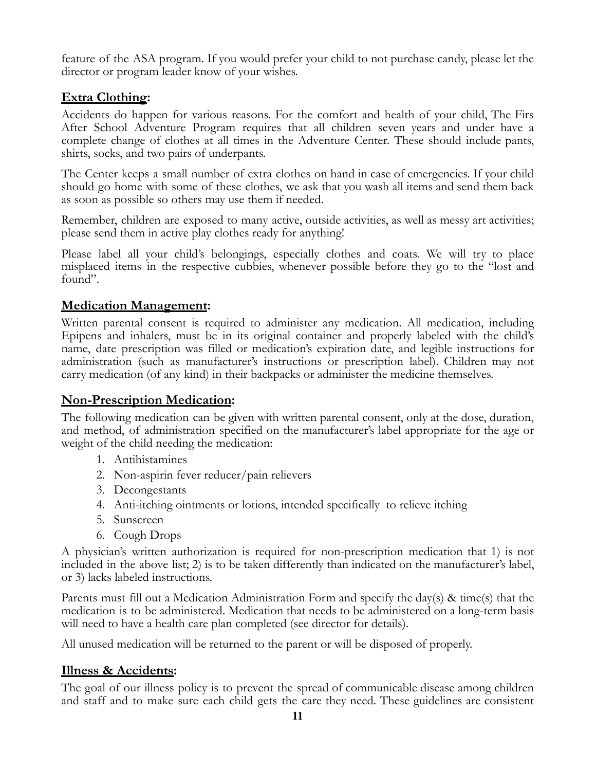feature of the ASA program. If you would prefer your child to not purchase candy, please let the director or program leader know of your wishes.

## **Extra Clothing:**

Accidents do happen for various reasons. For the comfort and health of your child, The Firs After School Adventure Program requires that all children seven years and under have a complete change of clothes at all times in the Adventure Center. These should include pants, shirts, socks, and two pairs of underpants.

The Center keeps a small number of extra clothes on hand in case of emergencies. If your child should go home with some of these clothes, we ask that you wash all items and send them back as soon as possible so others may use them if needed.

Remember, children are exposed to many active, outside activities, as well as messy art activities; please send them in active play clothes ready for anything!

Please label all your child's belongings, especially clothes and coats. We will try to place misplaced items in the respective cubbies, whenever possible before they go to the "lost and found".

## **Medication Management:**

Written parental consent is required to administer any medication. All medication, including Epipens and inhalers, must be in its original container and properly labeled with the child's name, date prescription was filled or medication's expiration date, and legible instructions for administration (such as manufacturer's instructions or prescription label). Children may not carry medication (of any kind) in their backpacks or administer the medicine themselves.

## **Non-Prescription Medication:**

The following medication can be given with written parental consent, only at the dose, duration, and method, of administration specified on the manufacturer's label appropriate for the age or weight of the child needing the medication:

1. Antihistamines
2. Non-aspirin fever reducer/pain relievers
3. Decongestants
4. Anti-itching ointments or lotions, intended specifically to relieve itching
5. Sunscreen
6. Cough Drops

A physician's written authorization is required for non-prescription medication that 1) is not included in the above list; 2) is to be taken differently than indicated on the manufacturer's label, or 3) lacks labeled instructions.

Parents must fill out a Medication Administration Form and specify the day(s) & time(s) that the medication is to be administered. Medication that needs to be administered on a long-term basis will need to have a health care plan completed (see director for details).

All unused medication will be returned to the parent or will be disposed of properly.

## **Illness & Accidents:**

The goal of our illness policy is to prevent the spread of communicable disease among children and staff and to make sure each child gets the care they need. These guidelines are consistent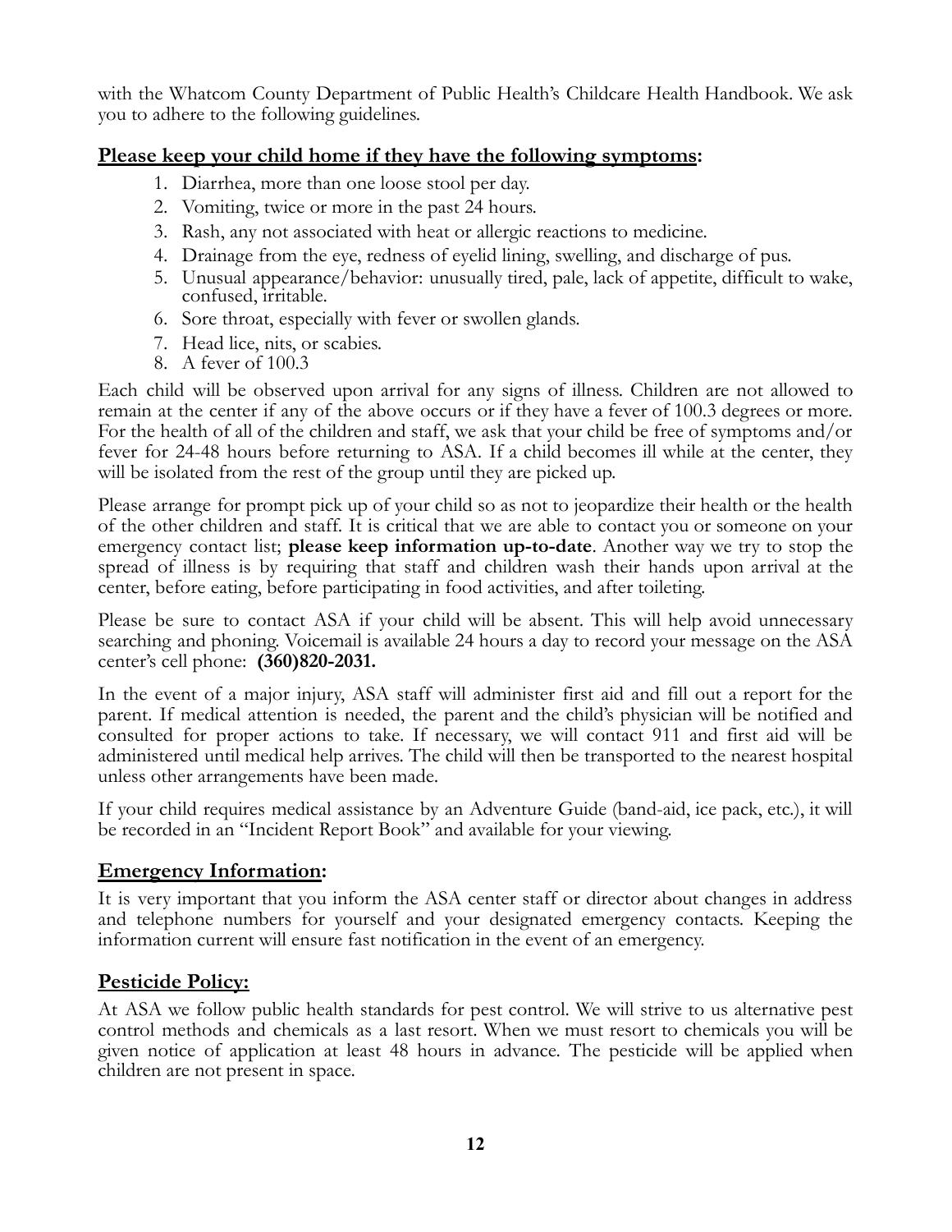with the Whatcom County Department of Public Health's Childcare Health Handbook. We ask you to adhere to the following guidelines.

## **Please keep your child home if they have the following symptoms:**

1. Diarrhea, more than one loose stool per day.
2. Vomiting, twice or more in the past 24 hours.
3. Rash, any not associated with heat or allergic reactions to medicine.
4. Drainage from the eye, redness of eyelid lining, swelling, and discharge of pus.
5. Unusual appearance/behavior: unusually tired, pale, lack of appetite, difficult to wake, confused, irritable.
6. Sore throat, especially with fever or swollen glands.
7. Head lice, nits, or scabies.
8. A fever of 100.3

Each child will be observed upon arrival for any signs of illness. Children are not allowed to remain at the center if any of the above occurs or if they have a fever of 100.3 degrees or more. For the health of all of the children and staff, we ask that your child be free of symptoms and/or fever for 24-48 hours before returning to ASA. If a child becomes ill while at the center, they will be isolated from the rest of the group until they are picked up.

Please arrange for prompt pick up of your child so as not to jeopardize their health or the health of the other children and staff. It is critical that we are able to contact you or someone on your emergency contact list; **please keep information up-to-date**. Another way we try to stop the spread of illness is by requiring that staff and children wash their hands upon arrival at the center, before eating, before participating in food activities, and after toileting.

Please be sure to contact ASA if your child will be absent. This will help avoid unnecessary searching and phoning. Voicemail is available 24 hours a day to record your message on the ASA center's cell phone: **(360)820-2031.**

In the event of a major injury, ASA staff will administer first aid and fill out a report for the parent. If medical attention is needed, the parent and the child's physician will be notified and consulted for proper actions to take. If necessary, we will contact 911 and first aid will be administered until medical help arrives. The child will then be transported to the nearest hospital unless other arrangements have been made.

If your child requires medical assistance by an Adventure Guide (band-aid, ice pack, etc.), it will be recorded in an "Incident Report Book" and available for your viewing.

## **Emergency Information:**

It is very important that you inform the ASA center staff or director about changes in address and telephone numbers for yourself and your designated emergency contacts. Keeping the information current will ensure fast notification in the event of an emergency.

## **Pesticide Policy:**

At ASA we follow public health standards for pest control. We will strive to us alternative pest control methods and chemicals as a last resort. When we must resort to chemicals you will be given notice of application at least 48 hours in advance. The pesticide will be applied when children are not present in space.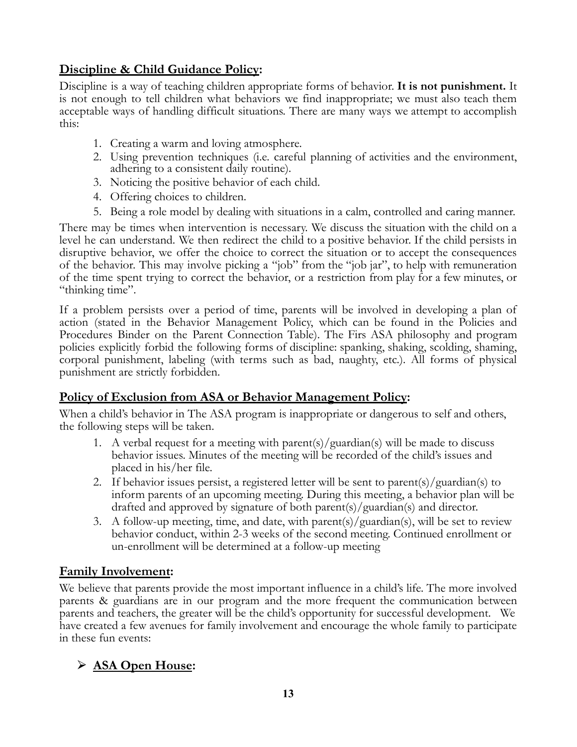## Discipline & Child Guidance Policy:

Discipline is a way of teaching children appropriate forms of behavior. **It is not punishment.** It is not enough to tell children what behaviors we find inappropriate; we must also teach them acceptable ways of handling difficult situations. There are many ways we attempt to accomplish this:

1. Creating a warm and loving atmosphere.
2. Using prevention techniques (i.e. careful planning of activities and the environment, adhering to a consistent daily routine).
3. Noticing the positive behavior of each child.
4. Offering choices to children.
5. Being a role model by dealing with situations in a calm, controlled and caring manner.

There may be times when intervention is necessary. We discuss the situation with the child on a level he can understand. We then redirect the child to a positive behavior. If the child persists in disruptive behavior, we offer the choice to correct the situation or to accept the consequences of the behavior. This may involve picking a "job" from the "job jar", to help with remuneration of the time spent trying to correct the behavior, or a restriction from play for a few minutes, or "thinking time".

If a problem persists over a period of time, parents will be involved in developing a plan of action (stated in the Behavior Management Policy, which can be found in the Policies and Procedures Binder on the Parent Connection Table). The Firs ASA philosophy and program policies explicitly forbid the following forms of discipline: spanking, shaking, scolding, shaming, corporal punishment, labeling (with terms such as bad, naughty, etc.). All forms of physical punishment are strictly forbidden.

## Policy of Exclusion from ASA or Behavior Management Policy:

When a child's behavior in The ASA program is inappropriate or dangerous to self and others, the following steps will be taken.

1. A verbal request for a meeting with parent(s)/guardian(s) will be made to discuss behavior issues. Minutes of the meeting will be recorded of the child's issues and placed in his/her file.
2. If behavior issues persist, a registered letter will be sent to parent(s)/guardian(s) to inform parents of an upcoming meeting. During this meeting, a behavior plan will be drafted and approved by signature of both parent(s)/guardian(s) and director.
3. A follow-up meeting, time, and date, with parent(s)/guardian(s), will be set to review behavior conduct, within 2-3 weeks of the second meeting. Continued enrollment or un-enrollment will be determined at a follow-up meeting

## Family Involvement:

We believe that parents provide the most important influence in a child's life. The more involved parents & guardians are in our program and the more frequent the communication between parents and teachers, the greater will be the child's opportunity for successful development. We have created a few avenues for family involvement and encourage the whole family to participate in these fun events:

- **ASA Open House:**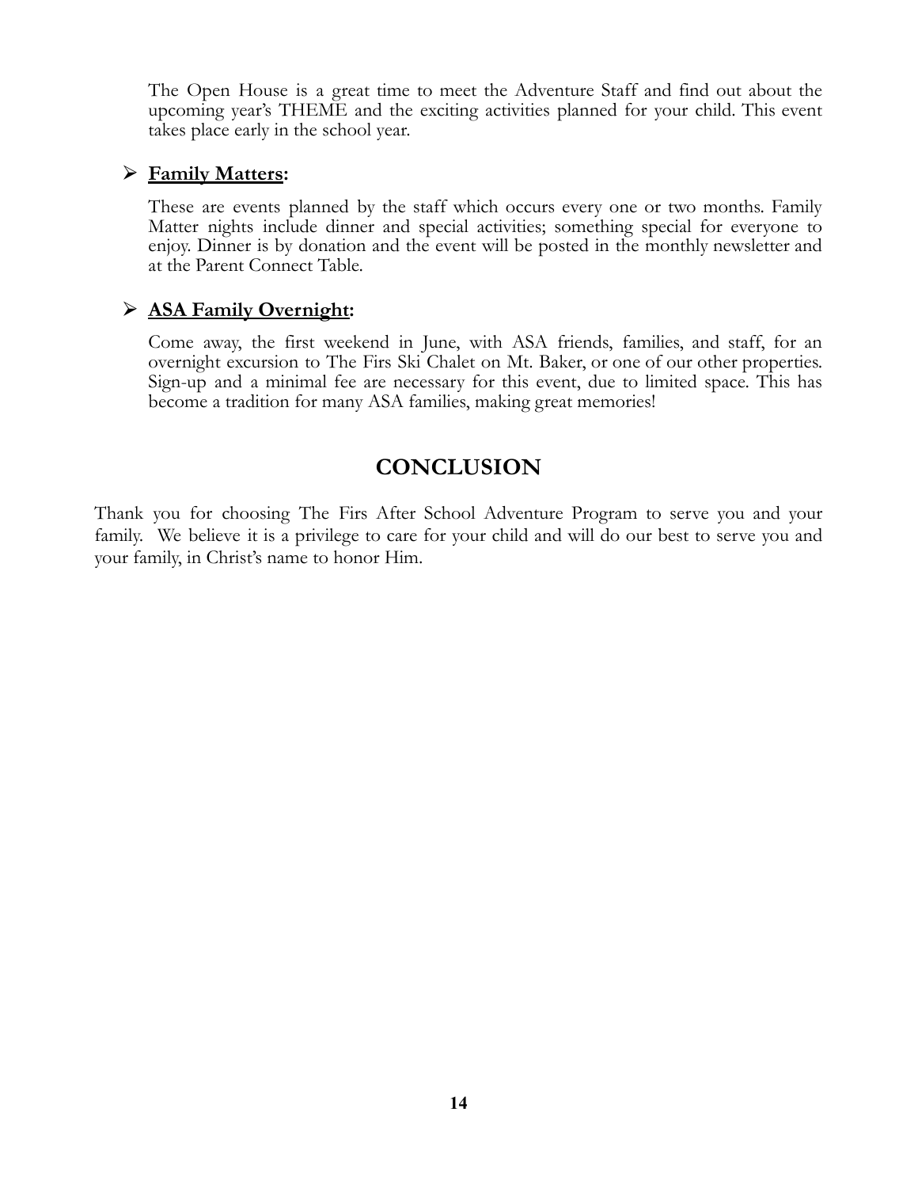The Open House is a great time to meet the Adventure Staff and find out about the upcoming year's THEME and the exciting activities planned for your child. This event takes place early in the school year.

- **Family Matters:**

  These are events planned by the staff which occurs every one or two months. Family Matter nights include dinner and special activities; something special for everyone to enjoy. Dinner is by donation and the event will be posted in the monthly newsletter and at the Parent Connect Table.

- **ASA Family Overnight:**

  Come away, the first weekend in June, with ASA friends, families, and staff, for an overnight excursion to The Firs Ski Chalet on Mt. Baker, or one of our other properties. Sign-up and a minimal fee are necessary for this event, due to limited space. This has become a tradition for many ASA families, making great memories!

## CONCLUSION

Thank you for choosing The Firs After School Adventure Program to serve you and your family. We believe it is a privilege to care for your child and will do our best to serve you and your family, in Christ's name to honor Him.